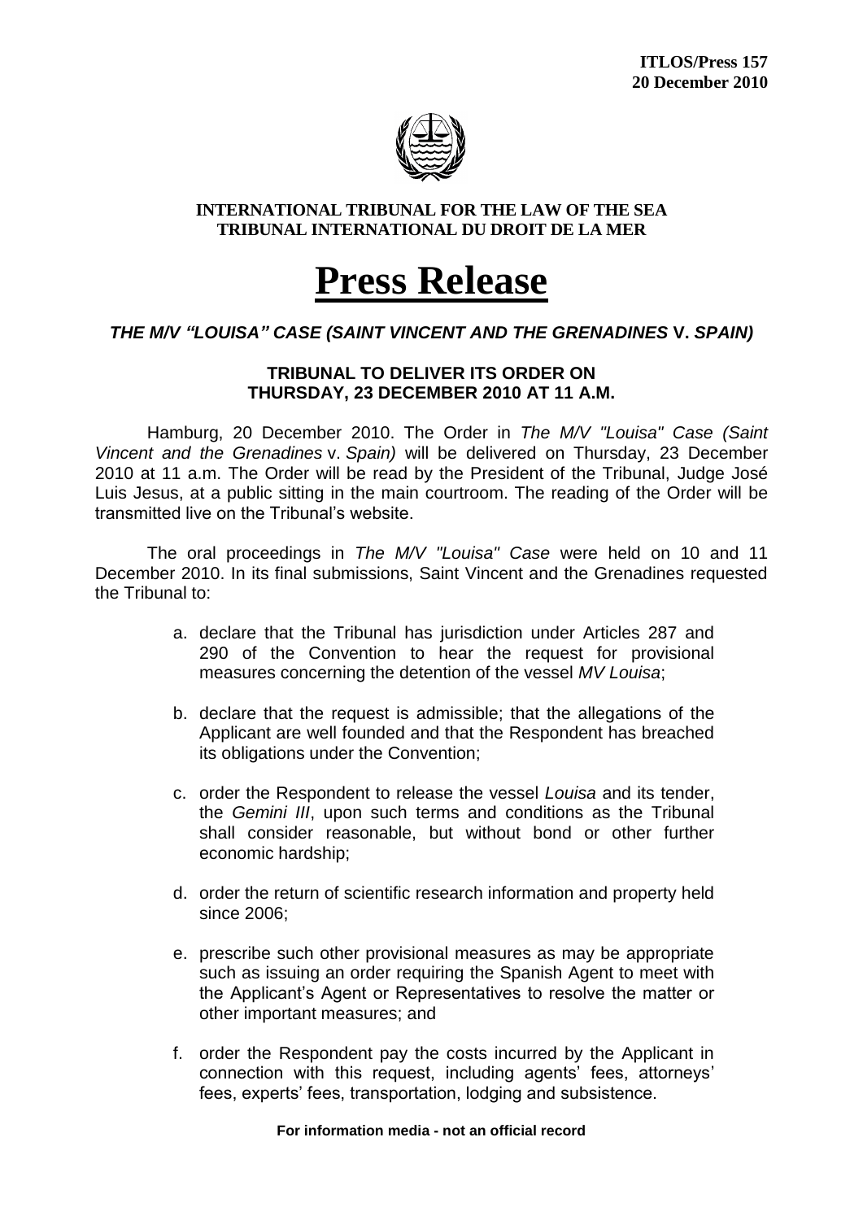**ITLOS/Press 157**
**20 December 2010**

**INTERNATIONAL TRIBUNAL FOR THE LAW OF THE SEA**
**TRIBUNAL INTERNATIONAL DU DROIT DE LA MER**

# Press Release

## *THE M/V "LOUISA" CASE (SAINT VINCENT AND THE GRENADINES* v. *SPAIN)*

### TRIBUNAL TO DELIVER ITS ORDER ON THURSDAY, 23 DECEMBER 2010 AT 11 A.M.

Hamburg, 20 December 2010. The Order in *The M/V "Louisa" Case (Saint Vincent and the Grenadines* v. *Spain)* will be delivered on Thursday, 23 December 2010 at 11 a.m. The Order will be read by the President of the Tribunal, Judge José Luis Jesus, at a public sitting in the main courtroom. The reading of the Order will be transmitted live on the Tribunal's website.

The oral proceedings in *The M/V "Louisa" Case* were held on 10 and 11 December 2010. In its final submissions, Saint Vincent and the Grenadines requested the Tribunal to:

a. declare that the Tribunal has jurisdiction under Articles 287 and 290 of the Convention to hear the request for provisional measures concerning the detention of the vessel *MV Louisa*;

b. declare that the request is admissible; that the allegations of the Applicant are well founded and that the Respondent has breached its obligations under the Convention;

c. order the Respondent to release the vessel *Louisa* and its tender, the *Gemini III*, upon such terms and conditions as the Tribunal shall consider reasonable, but without bond or other further economic hardship;

d. order the return of scientific research information and property held since 2006;

e. prescribe such other provisional measures as may be appropriate such as issuing an order requiring the Spanish Agent to meet with the Applicant's Agent or Representatives to resolve the matter or other important measures; and

f. order the Respondent pay the costs incurred by the Applicant in connection with this request, including agents' fees, attorneys' fees, experts' fees, transportation, lodging and subsistence.

**For information media - not an official record**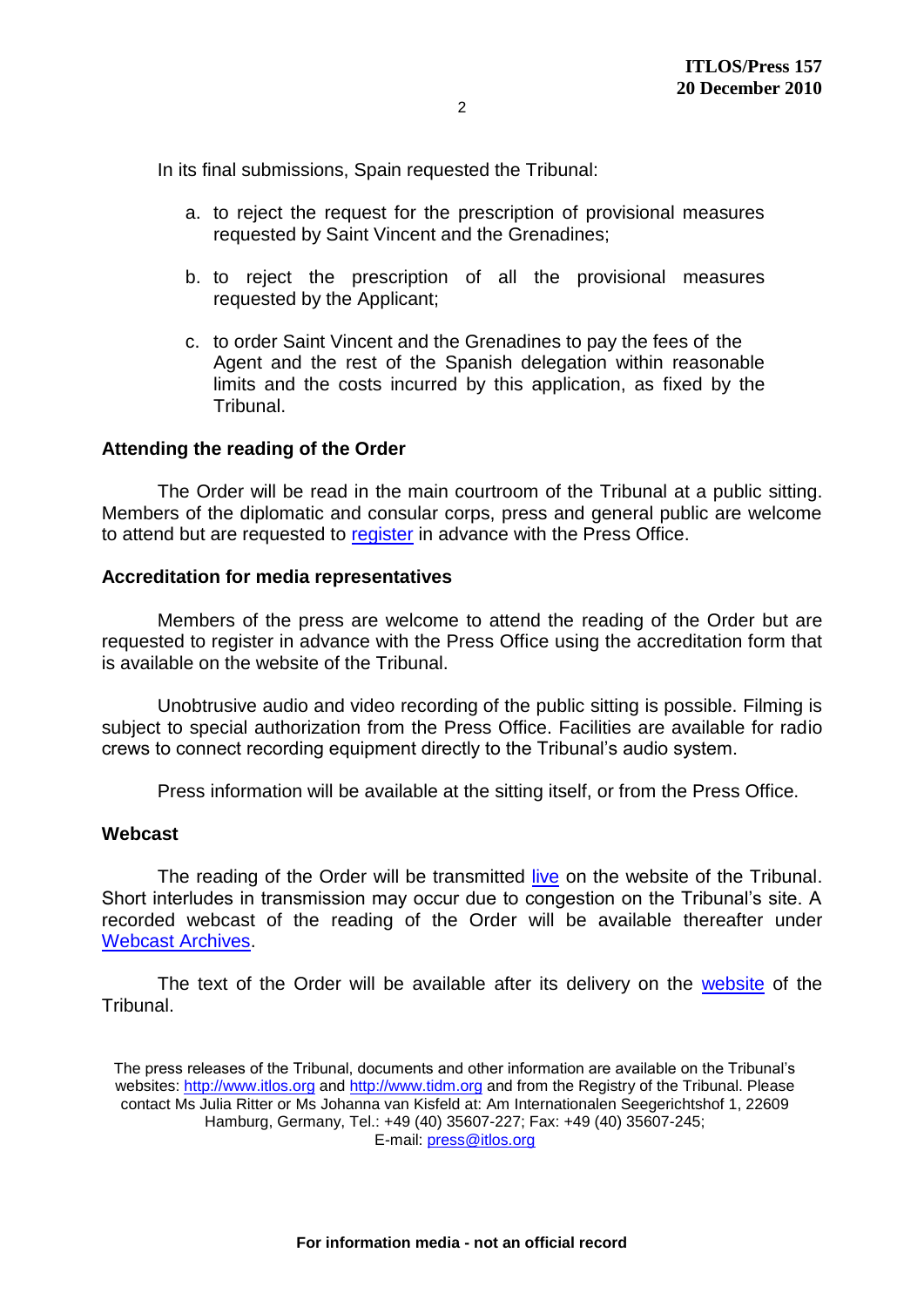In its final submissions, Spain requested the Tribunal:

a. to reject the request for the prescription of provisional measures requested by Saint Vincent and the Grenadines;

b. to reject the prescription of all the provisional measures requested by the Applicant;

c. to order Saint Vincent and the Grenadines to pay the fees of the Agent and the rest of the Spanish delegation within reasonable limits and the costs incurred by this application, as fixed by the Tribunal.

**Attending the reading of the Order**

The Order will be read in the main courtroom of the Tribunal at a public sitting. Members of the diplomatic and consular corps, press and general public are welcome to attend but are requested to register in advance with the Press Office.

**Accreditation for media representatives**

Members of the press are welcome to attend the reading of the Order but are requested to register in advance with the Press Office using the accreditation form that is available on the website of the Tribunal.

Unobtrusive audio and video recording of the public sitting is possible. Filming is subject to special authorization from the Press Office. Facilities are available for radio crews to connect recording equipment directly to the Tribunal's audio system.

Press information will be available at the sitting itself, or from the Press Office.

**Webcast**

The reading of the Order will be transmitted live on the website of the Tribunal. Short interludes in transmission may occur due to congestion on the Tribunal's site. A recorded webcast of the reading of the Order will be available thereafter under Webcast Archives.

The text of the Order will be available after its delivery on the website of the Tribunal.

The press releases of the Tribunal, documents and other information are available on the Tribunal's websites: http://www.itlos.org and http://www.tidm.org and from the Registry of the Tribunal. Please contact Ms Julia Ritter or Ms Johanna van Kisfeld at: Am Internationalen Seegerichtshof 1, 22609 Hamburg, Germany, Tel.: +49 (40) 35607-227; Fax: +49 (40) 35607-245; E-mail: press@itlos.org

**For information media - not an official record**